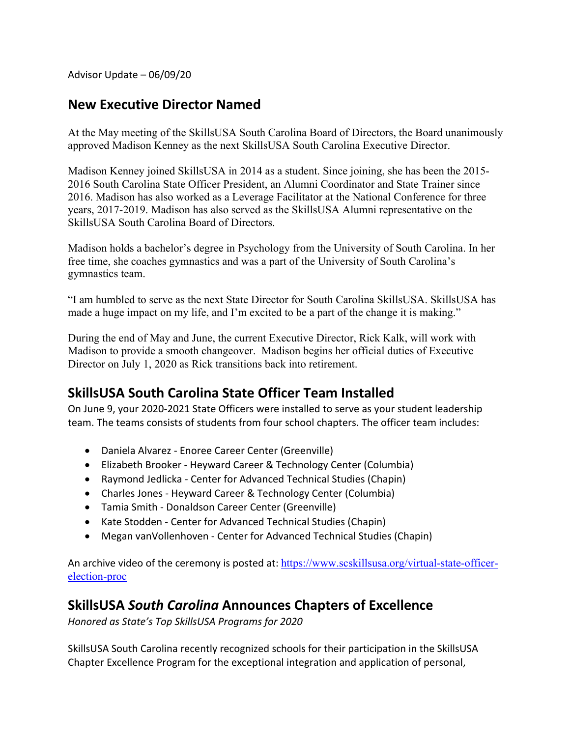Advisor Update – 06/09/20

## New Executive Director Named

At the May meeting of the SkillsUSA South Carolina Board of Directors, the Board unanimously approved Madison Kenney as the next SkillsUSA South Carolina Executive Director.

Madison Kenney joined SkillsUSA in 2014 as a student. Since joining, she has been the 2015-2016 South Carolina State Officer President, an Alumni Coordinator and State Trainer since 2016. Madison has also worked as a Leverage Facilitator at the National Conference for three years, 2017-2019. Madison has also served as the SkillsUSA Alumni representative on the SkillsUSA South Carolina Board of Directors.

Madison holds a bachelor's degree in Psychology from the University of South Carolina. In her free time, she coaches gymnastics and was a part of the University of South Carolina's gymnastics team.

"I am humbled to serve as the next State Director for South Carolina SkillsUSA. SkillsUSA has made a huge impact on my life, and I'm excited to be a part of the change it is making."

During the end of May and June, the current Executive Director, Rick Kalk, will work with Madison to provide a smooth changeover. Madison begins her official duties of Executive Director on July 1, 2020 as Rick transitions back into retirement.

## SkillsUSA South Carolina State Officer Team Installed

On June 9, your 2020-2021 State Officers were installed to serve as your student leadership team. The teams consists of students from four school chapters. The officer team includes:

- Daniela Alvarez - Enoree Career Center (Greenville)
- Elizabeth Brooker - Heyward Career & Technology Center (Columbia)
- Raymond Jedlicka - Center for Advanced Technical Studies (Chapin)
- Charles Jones - Heyward Career & Technology Center (Columbia)
- Tamia Smith - Donaldson Career Center (Greenville)
- Kate Stodden - Center for Advanced Technical Studies (Chapin)
- Megan vanVollenhoven - Center for Advanced Technical Studies (Chapin)

An archive video of the ceremony is posted at: [https://www.scskillsusa.org/virtual-state-officer-election-proc](https://www.scskillsusa.org/virtual-state-officer-election-proc)

## SkillsUSA *South Carolina* Announces Chapters of Excellence

*Honored as State's Top SkillsUSA Programs for 2020*

SkillsUSA South Carolina recently recognized schools for their participation in the SkillsUSA Chapter Excellence Program for the exceptional integration and application of personal,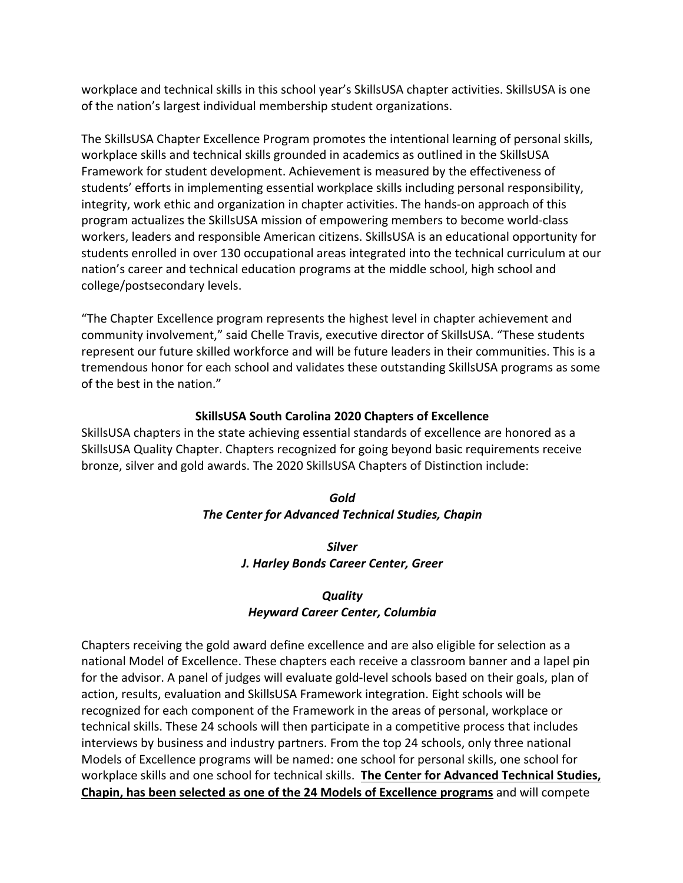workplace and technical skills in this school year's SkillsUSA chapter activities. SkillsUSA is one of the nation's largest individual membership student organizations.

The SkillsUSA Chapter Excellence Program promotes the intentional learning of personal skills, workplace skills and technical skills grounded in academics as outlined in the SkillsUSA Framework for student development. Achievement is measured by the effectiveness of students' efforts in implementing essential workplace skills including personal responsibility, integrity, work ethic and organization in chapter activities. The hands-on approach of this program actualizes the SkillsUSA mission of empowering members to become world-class workers, leaders and responsible American citizens. SkillsUSA is an educational opportunity for students enrolled in over 130 occupational areas integrated into the technical curriculum at our nation's career and technical education programs at the middle school, high school and college/postsecondary levels.

"The Chapter Excellence program represents the highest level in chapter achievement and community involvement," said Chelle Travis, executive director of SkillsUSA. "These students represent our future skilled workforce and will be future leaders in their communities. This is a tremendous honor for each school and validates these outstanding SkillsUSA programs as some of the best in the nation."

**SkillsUSA South Carolina 2020 Chapters of Excellence**

SkillsUSA chapters in the state achieving essential standards of excellence are honored as a SkillsUSA Quality Chapter. Chapters recognized for going beyond basic requirements receive bronze, silver and gold awards. The 2020 SkillsUSA Chapters of Distinction include:

***Gold***
***The Center for Advanced Technical Studies, Chapin***

***Silver***
***J. Harley Bonds Career Center, Greer***

***Quality***
***Heyward Career Center, Columbia***

Chapters receiving the gold award define excellence and are also eligible for selection as a national Model of Excellence. These chapters each receive a classroom banner and a lapel pin for the advisor. A panel of judges will evaluate gold-level schools based on their goals, plan of action, results, evaluation and SkillsUSA Framework integration. Eight schools will be recognized for each component of the Framework in the areas of personal, workplace or technical skills. These 24 schools will then participate in a competitive process that includes interviews by business and industry partners. From the top 24 schools, only three national Models of Excellence programs will be named: one school for personal skills, one school for workplace skills and one school for technical skills. **The Center for Advanced Technical Studies, Chapin, has been selected as one of the 24 Models of Excellence programs** and will compete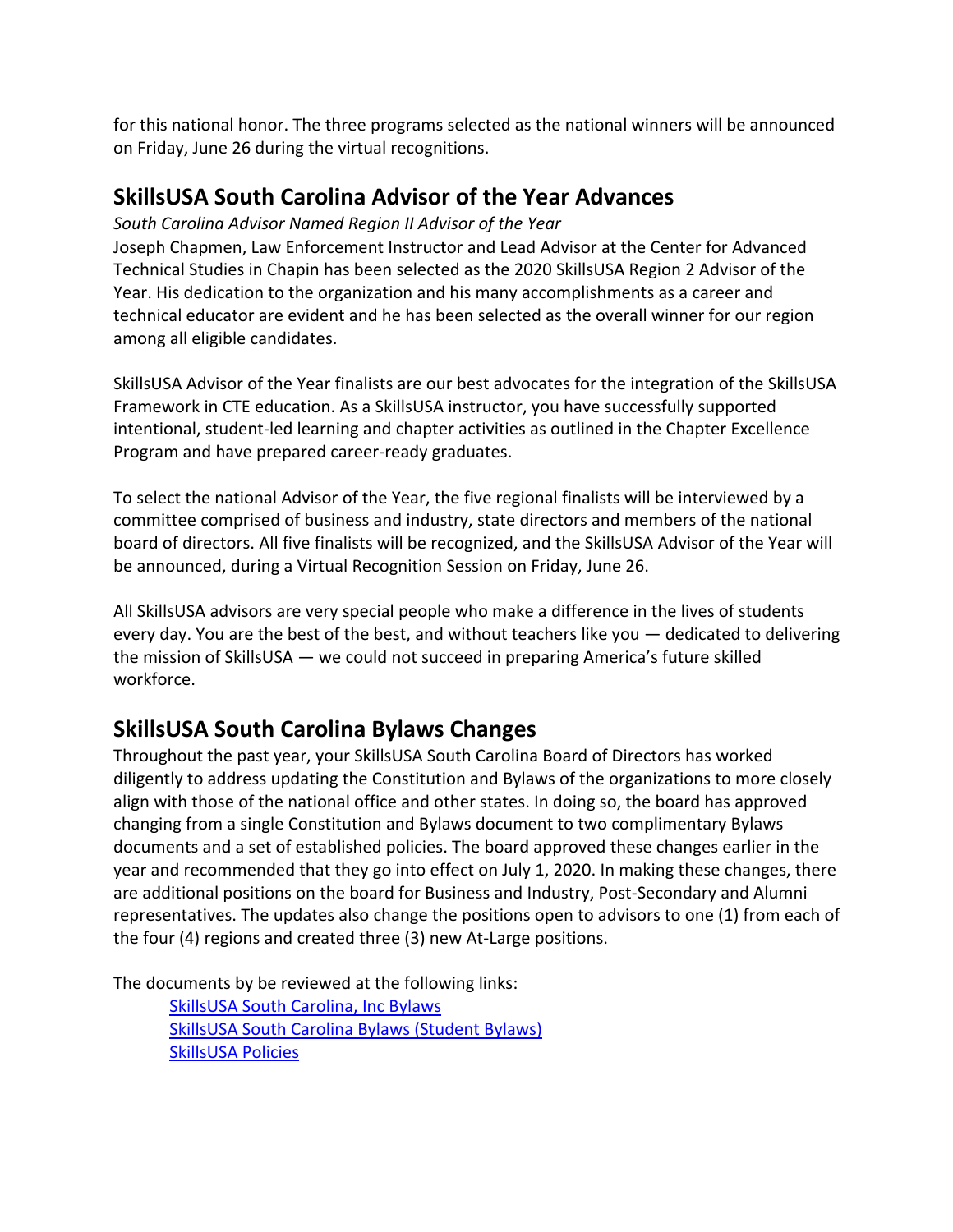for this national honor. The three programs selected as the national winners will be announced on Friday, June 26 during the virtual recognitions.

## SkillsUSA South Carolina Advisor of the Year Advances

*South Carolina Advisor Named Region II Advisor of the Year*

Joseph Chapmen, Law Enforcement Instructor and Lead Advisor at the Center for Advanced Technical Studies in Chapin has been selected as the 2020 SkillsUSA Region 2 Advisor of the Year. His dedication to the organization and his many accomplishments as a career and technical educator are evident and he has been selected as the overall winner for our region among all eligible candidates.

SkillsUSA Advisor of the Year finalists are our best advocates for the integration of the SkillsUSA Framework in CTE education. As a SkillsUSA instructor, you have successfully supported intentional, student-led learning and chapter activities as outlined in the Chapter Excellence Program and have prepared career-ready graduates.

To select the national Advisor of the Year, the five regional finalists will be interviewed by a committee comprised of business and industry, state directors and members of the national board of directors. All five finalists will be recognized, and the SkillsUSA Advisor of the Year will be announced, during a Virtual Recognition Session on Friday, June 26.

All SkillsUSA advisors are very special people who make a difference in the lives of students every day. You are the best of the best, and without teachers like you — dedicated to delivering the mission of SkillsUSA — we could not succeed in preparing America's future skilled workforce.

## SkillsUSA South Carolina Bylaws Changes

Throughout the past year, your SkillsUSA South Carolina Board of Directors has worked diligently to address updating the Constitution and Bylaws of the organizations to more closely align with those of the national office and other states. In doing so, the board has approved changing from a single Constitution and Bylaws document to two complimentary Bylaws documents and a set of established policies. The board approved these changes earlier in the year and recommended that they go into effect on July 1, 2020. In making these changes, there are additional positions on the board for Business and Industry, Post-Secondary and Alumni representatives. The updates also change the positions open to advisors to one (1) from each of the four (4) regions and created three (3) new At-Large positions.

The documents by be reviewed at the following links:

- SkillsUSA South Carolina, Inc Bylaws
- SkillsUSA South Carolina Bylaws (Student Bylaws)
- SkillsUSA Policies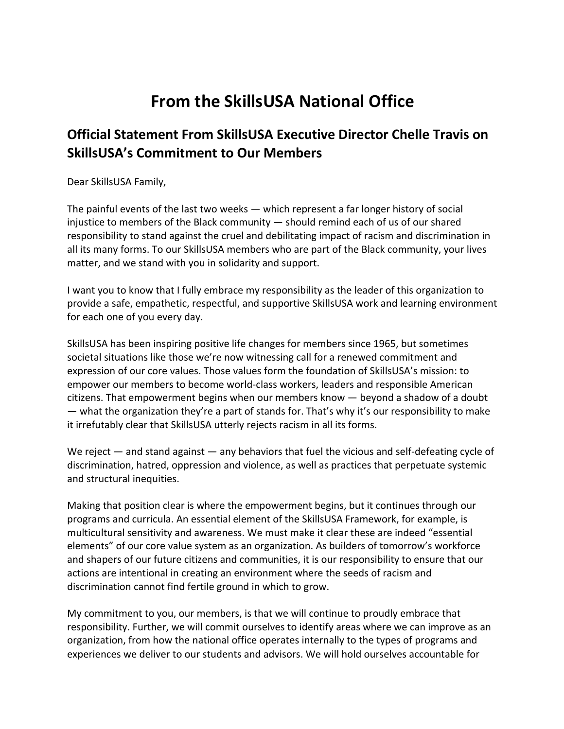# From the SkillsUSA National Office

## Official Statement From SkillsUSA Executive Director Chelle Travis on SkillsUSA's Commitment to Our Members

Dear SkillsUSA Family,

The painful events of the last two weeks — which represent a far longer history of social injustice to members of the Black community — should remind each of us of our shared responsibility to stand against the cruel and debilitating impact of racism and discrimination in all its many forms. To our SkillsUSA members who are part of the Black community, your lives matter, and we stand with you in solidarity and support.

I want you to know that I fully embrace my responsibility as the leader of this organization to provide a safe, empathetic, respectful, and supportive SkillsUSA work and learning environment for each one of you every day.

SkillsUSA has been inspiring positive life changes for members since 1965, but sometimes societal situations like those we're now witnessing call for a renewed commitment and expression of our core values. Those values form the foundation of SkillsUSA's mission: to empower our members to become world-class workers, leaders and responsible American citizens. That empowerment begins when our members know — beyond a shadow of a doubt — what the organization they're a part of stands for. That's why it's our responsibility to make it irrefutably clear that SkillsUSA utterly rejects racism in all its forms.

We reject — and stand against — any behaviors that fuel the vicious and self-defeating cycle of discrimination, hatred, oppression and violence, as well as practices that perpetuate systemic and structural inequities.

Making that position clear is where the empowerment begins, but it continues through our programs and curricula. An essential element of the SkillsUSA Framework, for example, is multicultural sensitivity and awareness. We must make it clear these are indeed "essential elements" of our core value system as an organization. As builders of tomorrow's workforce and shapers of our future citizens and communities, it is our responsibility to ensure that our actions are intentional in creating an environment where the seeds of racism and discrimination cannot find fertile ground in which to grow.

My commitment to you, our members, is that we will continue to proudly embrace that responsibility. Further, we will commit ourselves to identify areas where we can improve as an organization, from how the national office operates internally to the types of programs and experiences we deliver to our students and advisors. We will hold ourselves accountable for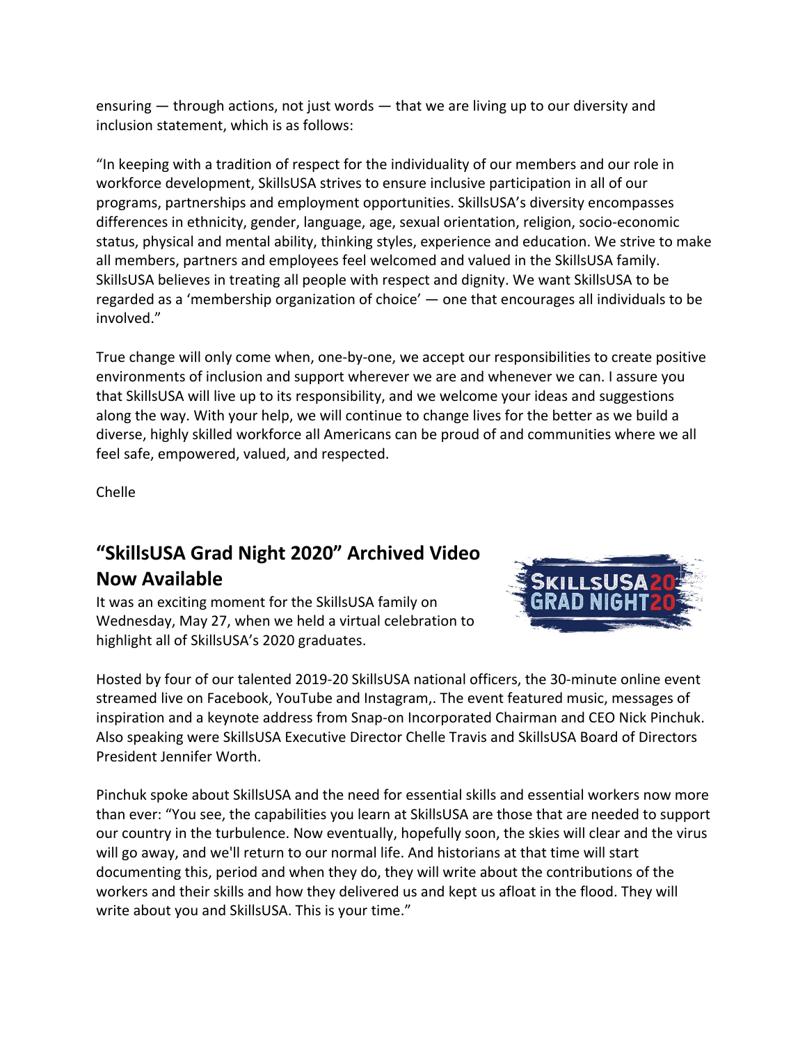ensuring — through actions, not just words — that we are living up to our diversity and inclusion statement, which is as follows:

"In keeping with a tradition of respect for the individuality of our members and our role in workforce development, SkillsUSA strives to ensure inclusive participation in all of our programs, partnerships and employment opportunities. SkillsUSA's diversity encompasses differences in ethnicity, gender, language, age, sexual orientation, religion, socio-economic status, physical and mental ability, thinking styles, experience and education. We strive to make all members, partners and employees feel welcomed and valued in the SkillsUSA family. SkillsUSA believes in treating all people with respect and dignity. We want SkillsUSA to be regarded as a 'membership organization of choice' — one that encourages all individuals to be involved."

True change will only come when, one-by-one, we accept our responsibilities to create positive environments of inclusion and support wherever we are and whenever we can. I assure you that SkillsUSA will live up to its responsibility, and we welcome your ideas and suggestions along the way. With your help, we will continue to change lives for the better as we build a diverse, highly skilled workforce all Americans can be proud of and communities where we all feel safe, empowered, valued, and respected.

Chelle

## "SkillsUSA Grad Night 2020" Archived Video Now Available

It was an exciting moment for the SkillsUSA family on Wednesday, May 27, when we held a virtual celebration to highlight all of SkillsUSA's 2020 graduates.

Hosted by four of our talented 2019-20 SkillsUSA national officers, the 30-minute online event streamed live on Facebook, YouTube and Instagram,. The event featured music, messages of inspiration and a keynote address from Snap-on Incorporated Chairman and CEO Nick Pinchuk. Also speaking were SkillsUSA Executive Director Chelle Travis and SkillsUSA Board of Directors President Jennifer Worth.

Pinchuk spoke about SkillsUSA and the need for essential skills and essential workers now more than ever: "You see, the capabilities you learn at SkillsUSA are those that are needed to support our country in the turbulence. Now eventually, hopefully soon, the skies will clear and the virus will go away, and we'll return to our normal life. And historians at that time will start documenting this, period and when they do, they will write about the contributions of the workers and their skills and how they delivered us and kept us afloat in the flood. They will write about you and SkillsUSA. This is your time."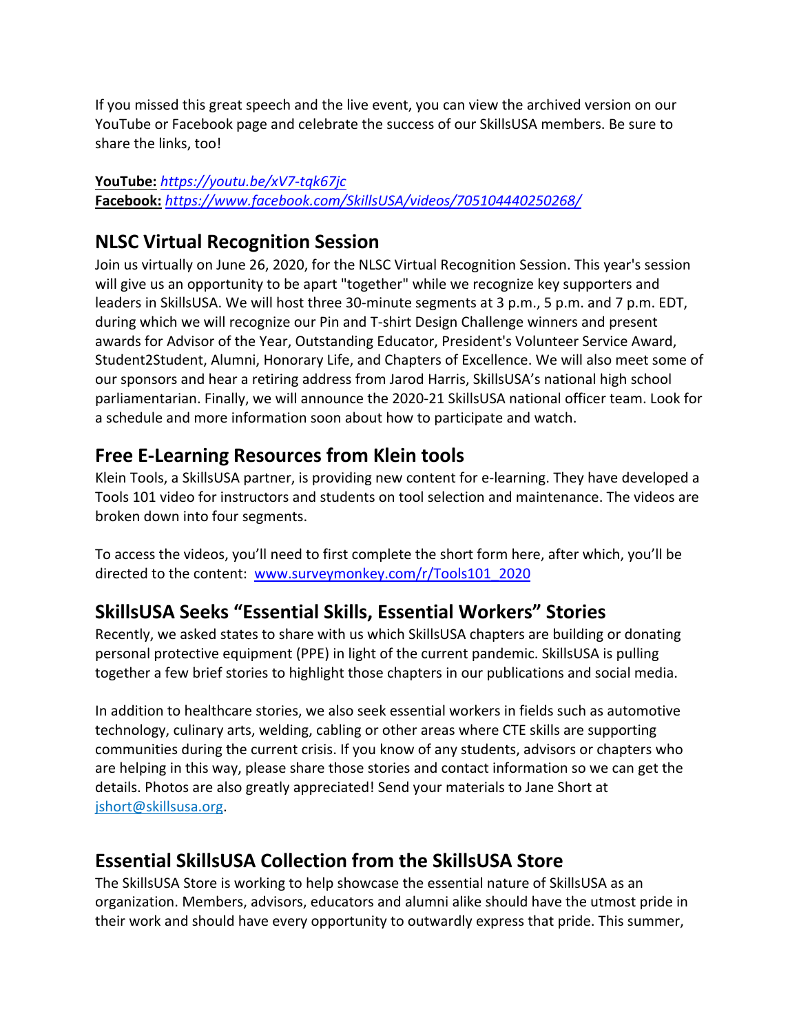If you missed this great speech and the live event, you can view the archived version on our YouTube or Facebook page and celebrate the success of our SkillsUSA members. Be sure to share the links, too!

**YouTube:** *https://youtu.be/xV7-tqk67jc*
**Facebook:** *https://www.facebook.com/SkillsUSA/videos/705104440250268/*

## NLSC Virtual Recognition Session

Join us virtually on June 26, 2020, for the NLSC Virtual Recognition Session. This year's session will give us an opportunity to be apart "together" while we recognize key supporters and leaders in SkillsUSA. We will host three 30-minute segments at 3 p.m., 5 p.m. and 7 p.m. EDT, during which we will recognize our Pin and T-shirt Design Challenge winners and present awards for Advisor of the Year, Outstanding Educator, President's Volunteer Service Award, Student2Student, Alumni, Honorary Life, and Chapters of Excellence. We will also meet some of our sponsors and hear a retiring address from Jarod Harris, SkillsUSA's national high school parliamentarian. Finally, we will announce the 2020-21 SkillsUSA national officer team. Look for a schedule and more information soon about how to participate and watch.

## Free E-Learning Resources from Klein tools

Klein Tools, a SkillsUSA partner, is providing new content for e-learning. They have developed a Tools 101 video for instructors and students on tool selection and maintenance. The videos are broken down into four segments.

To access the videos, you'll need to first complete the short form here, after which, you'll be directed to the content: www.surveymonkey.com/r/Tools101_2020

## SkillsUSA Seeks "Essential Skills, Essential Workers" Stories

Recently, we asked states to share with us which SkillsUSA chapters are building or donating personal protective equipment (PPE) in light of the current pandemic. SkillsUSA is pulling together a few brief stories to highlight those chapters in our publications and social media.

In addition to healthcare stories, we also seek essential workers in fields such as automotive technology, culinary arts, welding, cabling or other areas where CTE skills are supporting communities during the current crisis. If you know of any students, advisors or chapters who are helping in this way, please share those stories and contact information so we can get the details. Photos are also greatly appreciated! Send your materials to Jane Short at jshort@skillsusa.org.

## Essential SkillsUSA Collection from the SkillsUSA Store

The SkillsUSA Store is working to help showcase the essential nature of SkillsUSA as an organization. Members, advisors, educators and alumni alike should have the utmost pride in their work and should have every opportunity to outwardly express that pride. This summer,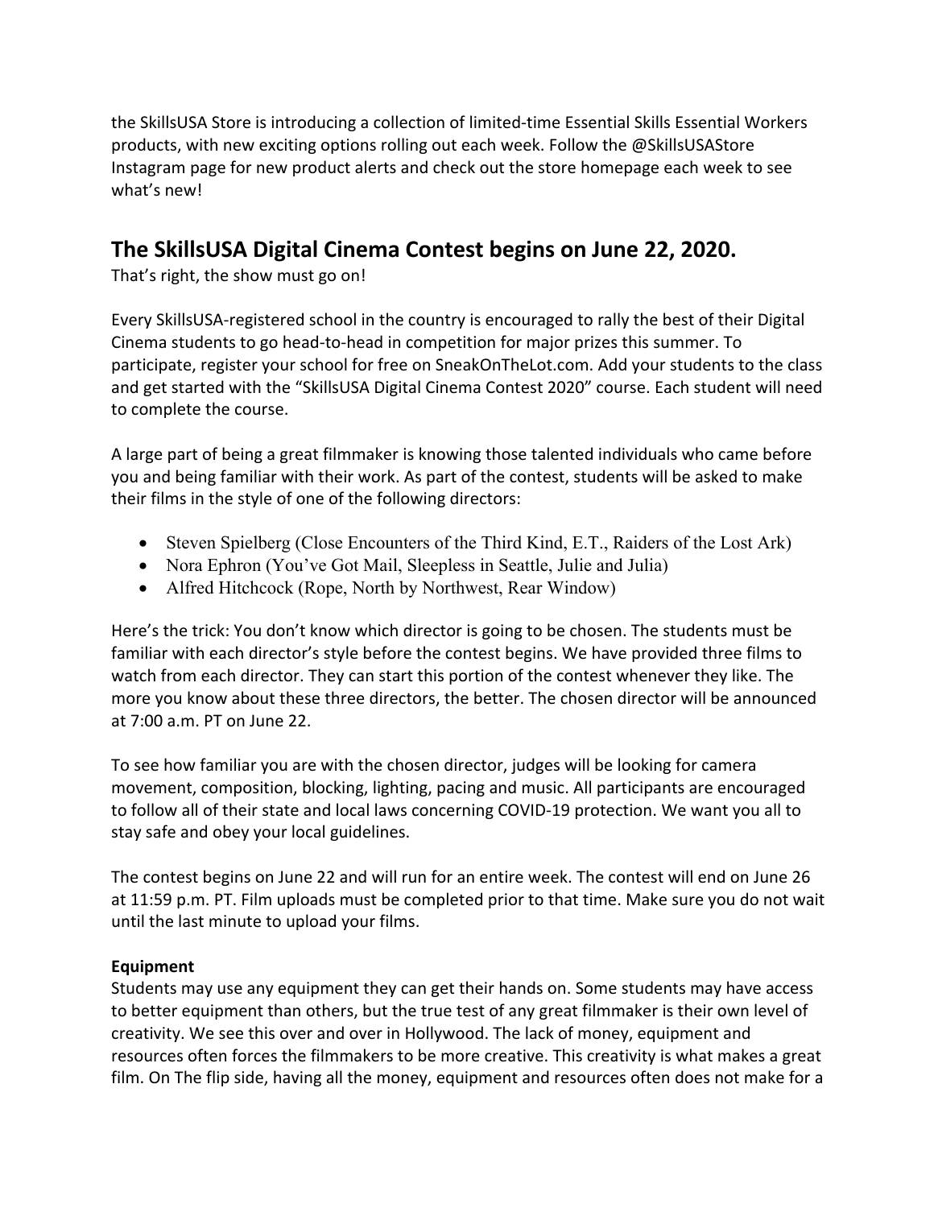the SkillsUSA Store is introducing a collection of limited-time Essential Skills Essential Workers products, with new exciting options rolling out each week. Follow the @SkillsUSAStore Instagram page for new product alerts and check out the store homepage each week to see what's new!

## The SkillsUSA Digital Cinema Contest begins on June 22, 2020.

That's right, the show must go on!

Every SkillsUSA-registered school in the country is encouraged to rally the best of their Digital Cinema students to go head-to-head in competition for major prizes this summer. To participate, register your school for free on SneakOnTheLot.com. Add your students to the class and get started with the "SkillsUSA Digital Cinema Contest 2020" course. Each student will need to complete the course.

A large part of being a great filmmaker is knowing those talented individuals who came before you and being familiar with their work. As part of the contest, students will be asked to make their films in the style of one of the following directors:

- Steven Spielberg (Close Encounters of the Third Kind, E.T., Raiders of the Lost Ark)
- Nora Ephron (You've Got Mail, Sleepless in Seattle, Julie and Julia)
- Alfred Hitchcock (Rope, North by Northwest, Rear Window)

Here's the trick: You don't know which director is going to be chosen. The students must be familiar with each director's style before the contest begins. We have provided three films to watch from each director. They can start this portion of the contest whenever they like. The more you know about these three directors, the better. The chosen director will be announced at 7:00 a.m. PT on June 22.

To see how familiar you are with the chosen director, judges will be looking for camera movement, composition, blocking, lighting, pacing and music. All participants are encouraged to follow all of their state and local laws concerning COVID-19 protection. We want you all to stay safe and obey your local guidelines.

The contest begins on June 22 and will run for an entire week. The contest will end on June 26 at 11:59 p.m. PT. Film uploads must be completed prior to that time. Make sure you do not wait until the last minute to upload your films.

**Equipment**

Students may use any equipment they can get their hands on. Some students may have access to better equipment than others, but the true test of any great filmmaker is their own level of creativity. We see this over and over in Hollywood. The lack of money, equipment and resources often forces the filmmakers to be more creative. This creativity is what makes a great film. On The flip side, having all the money, equipment and resources often does not make for a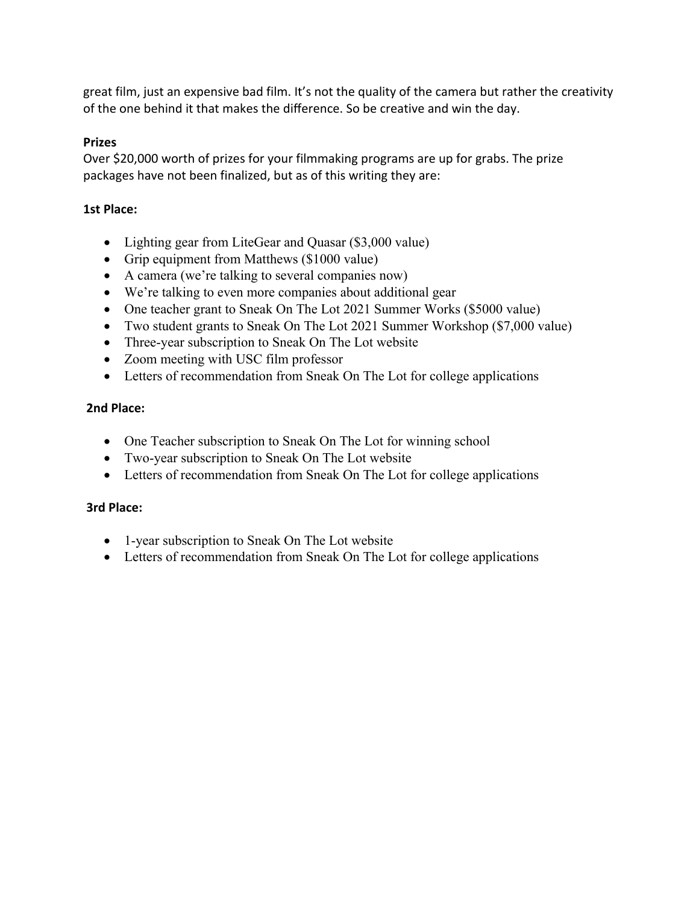great film, just an expensive bad film. It's not the quality of the camera but rather the creativity of the one behind it that makes the difference. So be creative and win the day.

**Prizes**

Over $20,000 worth of prizes for your filmmaking programs are up for grabs. The prize packages have not been finalized, but as of this writing they are:

**1st Place:**

- Lighting gear from LiteGear and Quasar ($3,000 value)
- Grip equipment from Matthews ($1000 value)
- A camera (we're talking to several companies now)
- We're talking to even more companies about additional gear
- One teacher grant to Sneak On The Lot 2021 Summer Works ($5000 value)
- Two student grants to Sneak On The Lot 2021 Summer Workshop ($7,000 value)
- Three-year subscription to Sneak On The Lot website
- Zoom meeting with USC film professor
- Letters of recommendation from Sneak On The Lot for college applications

**2nd Place:**

- One Teacher subscription to Sneak On The Lot for winning school
- Two-year subscription to Sneak On The Lot website
- Letters of recommendation from Sneak On The Lot for college applications

**3rd Place:**

- 1-year subscription to Sneak On The Lot website
- Letters of recommendation from Sneak On The Lot for college applications